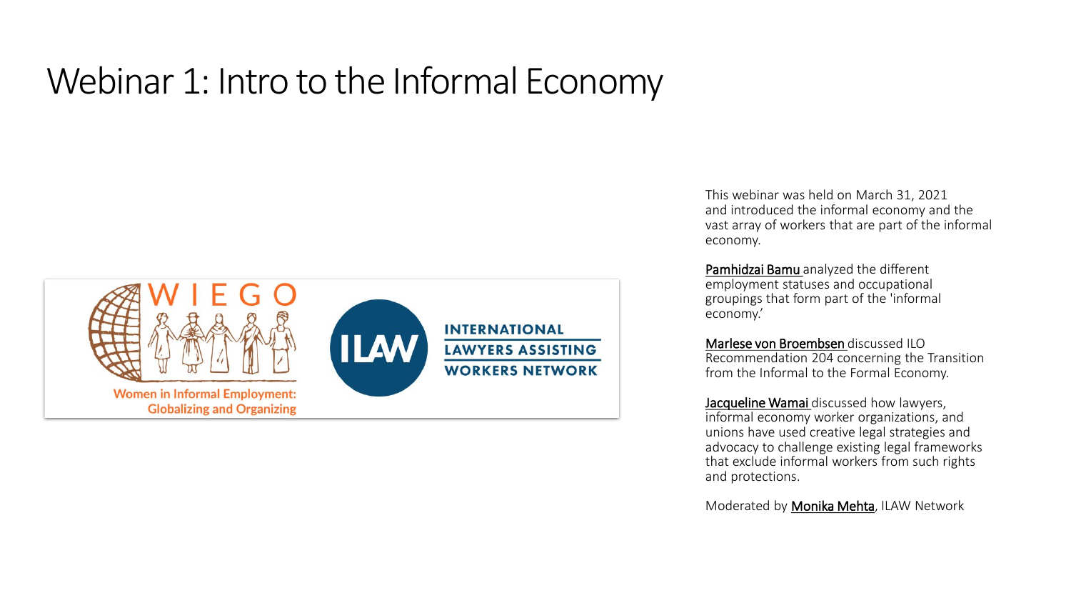# Webinar 1: Intro to the Informal Economy

This webinar was held on March 31, 2021 and introduced the informal economy and the vast array of workers that are part of the informal economy.

Pamhidzai Bamu analyzed the different employment statuses and occupational groupings that form part of the 'informal economy.'

Marlese von Broembsen discussed ILO Recommendation 204 concerning the Transition from the Informal to the Formal Economy.

Jacqueline Wamai discussed how lawyers, informal economy worker organizations, and unions have used creative legal strategies and advocacy to challenge existing legal frameworks that exclude informal workers from such rights and protections.

Moderated by Monika Mehta, ILAW Network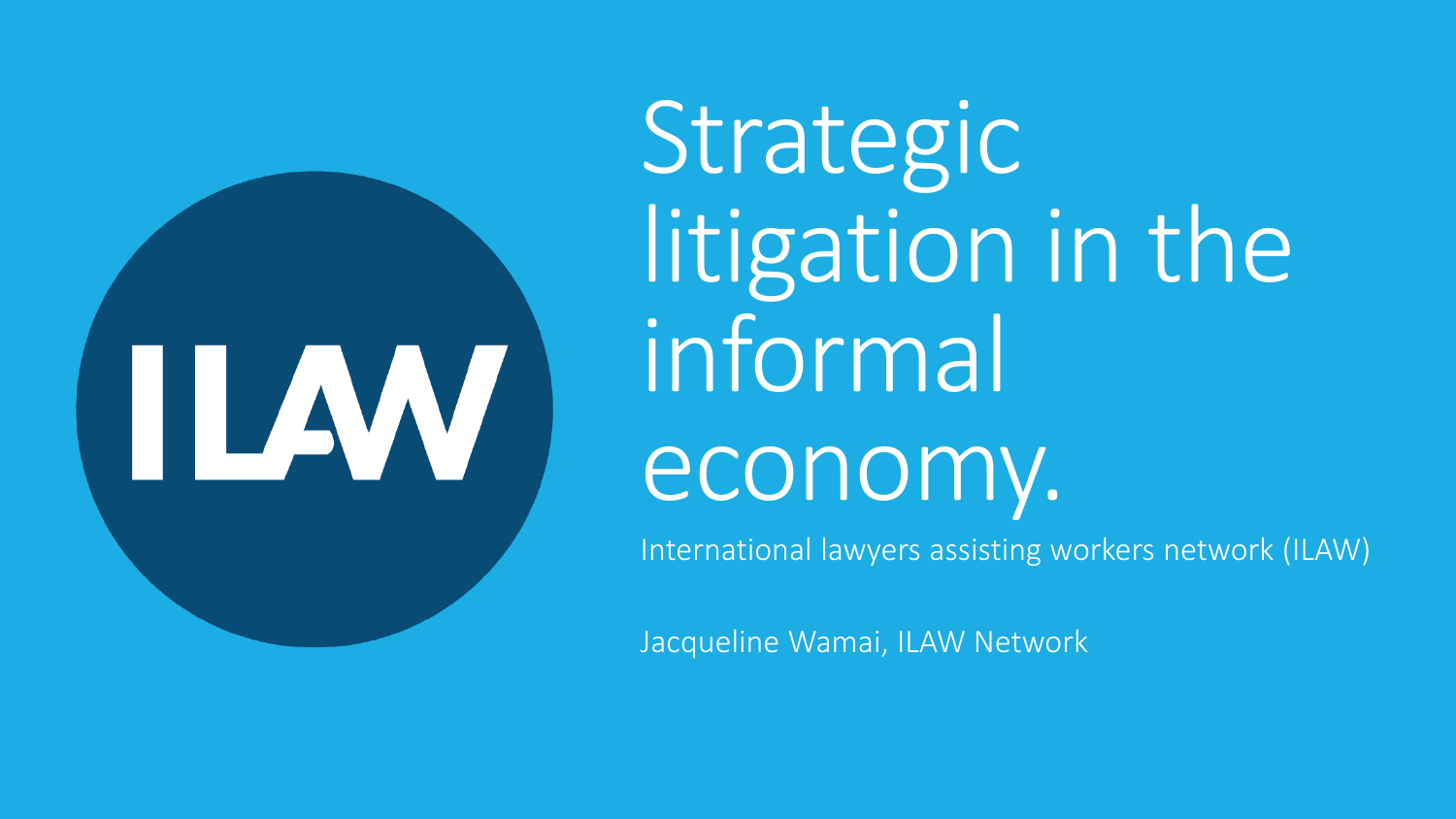# Strategic litigation in the informal economy.

International lawyers assisting workers network (ILAW)

Jacqueline Wamai, ILAW Network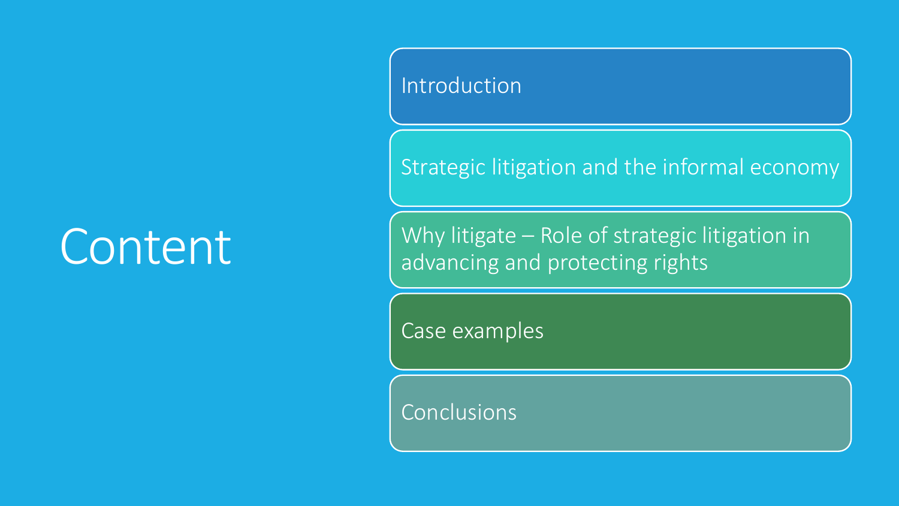# Content

- Introduction
- Strategic litigation and the informal economy
- Why litigate – Role of strategic litigation in advancing and protecting rights
- Case examples
- Conclusions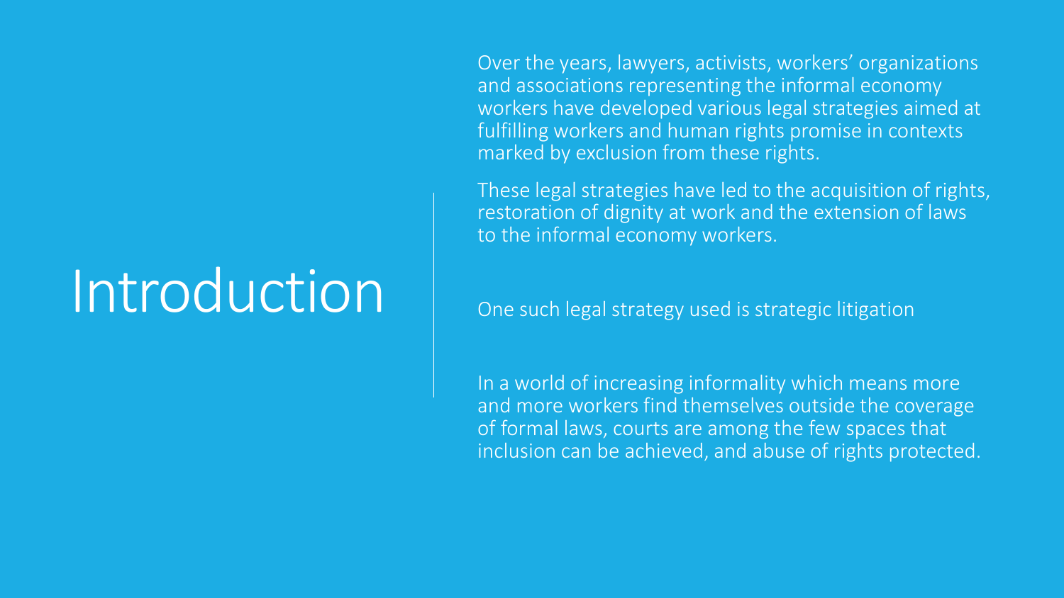# Introduction

Over the years, lawyers, activists, workers' organizations and associations representing the informal economy workers have developed various legal strategies aimed at fulfilling workers and human rights promise in contexts marked by exclusion from these rights.

These legal strategies have led to the acquisition of rights, restoration of dignity at work and the extension of laws to the informal economy workers.

One such legal strategy used is strategic litigation

In a world of increasing informality which means more and more workers find themselves outside the coverage of formal laws, courts are among the few spaces that inclusion can be achieved, and abuse of rights protected.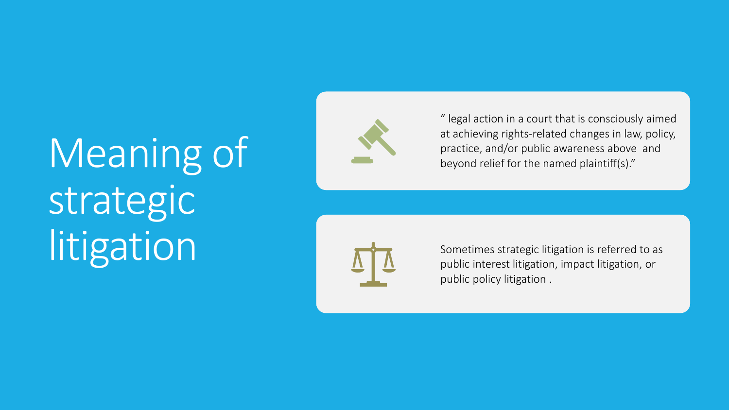# Meaning of strategic litigation

" legal action in a court that is consciously aimed at achieving rights-related changes in law, policy, practice, and/or public awareness above and beyond relief for the named plaintiff(s)."

Sometimes strategic litigation is referred to as public interest litigation, impact litigation, or public policy litigation .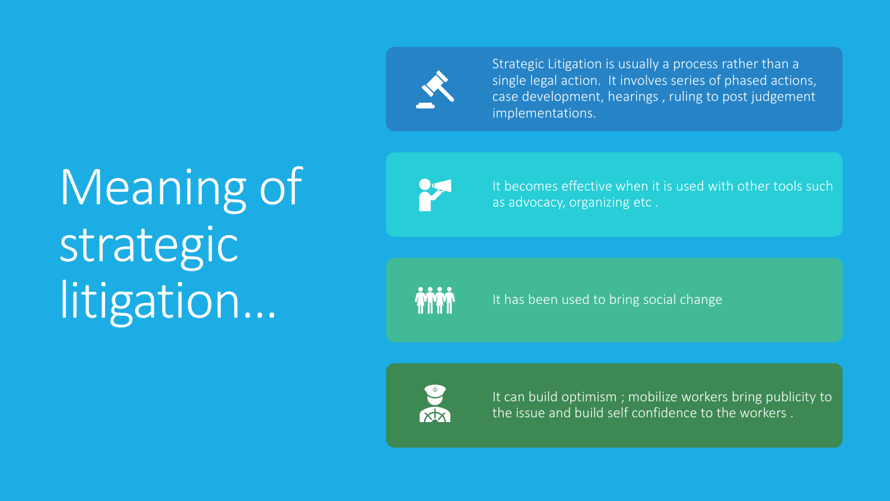# Meaning of strategic litigation...

- Strategic Litigation is usually a process rather than a single legal action. It involves series of phased actions, case development, hearings , ruling to post judgement implementations.
- It becomes effective when it is used with other tools such as advocacy, organizing etc .
- It has been used to bring social change
- It can build optimism ; mobilize workers bring publicity to the issue and build self confidence to the workers .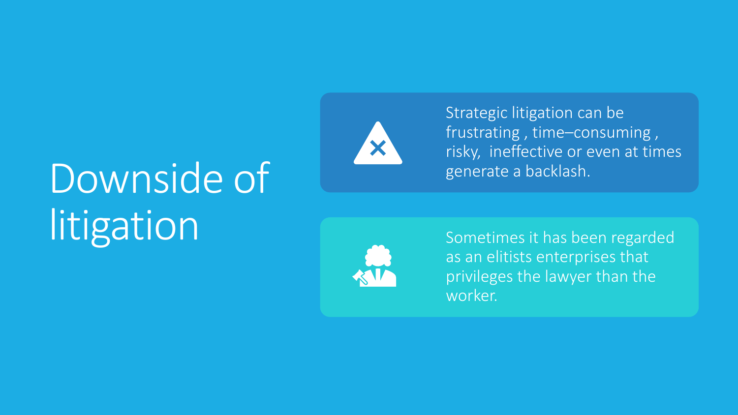# Downside of litigation

- Strategic litigation can be frustrating , time–consuming , risky, ineffective or even at times generate a backlash.
- Sometimes it has been regarded as an elitists enterprises that privileges the lawyer than the worker.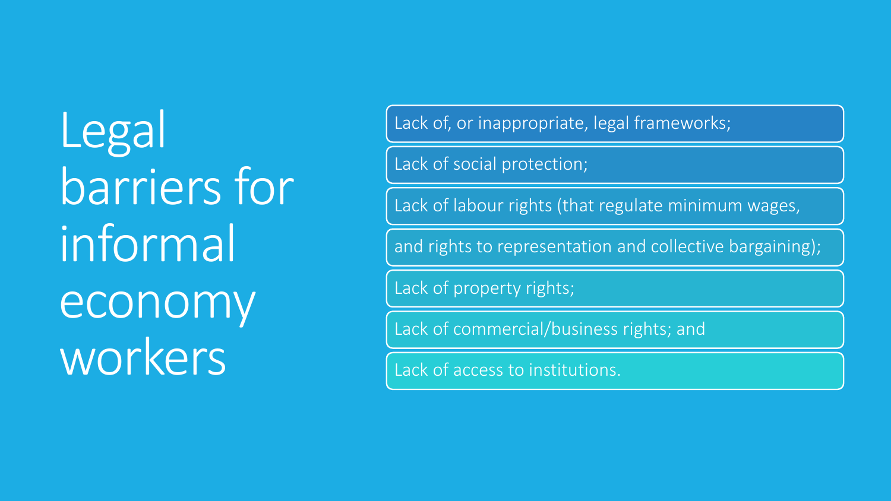# Legal barriers for informal economy workers

- Lack of, or inappropriate, legal frameworks;
- Lack of social protection;
- Lack of labour rights (that regulate minimum wages, and rights to representation and collective bargaining);
- Lack of property rights;
- Lack of commercial/business rights; and
- Lack of access to institutions.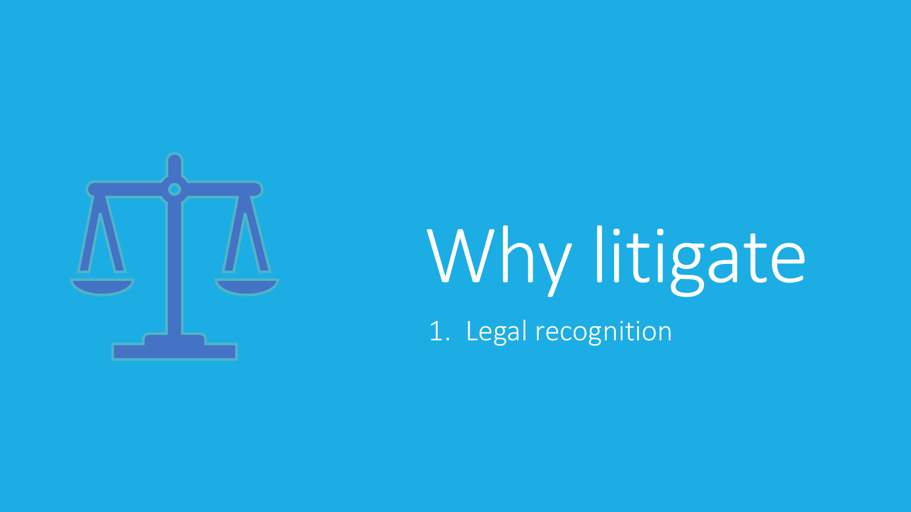# Why litigate

1. Legal recognition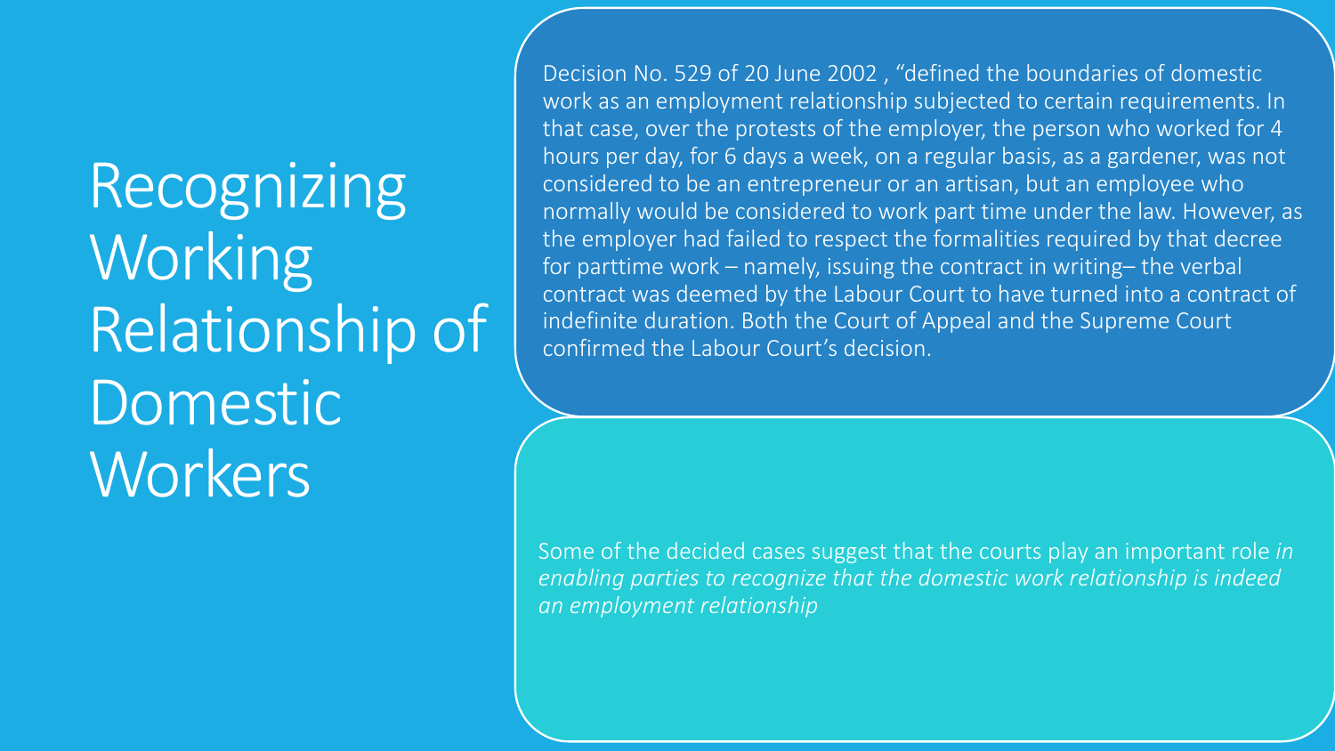# Recognizing Working Relationship of Domestic Workers

Decision No. 529 of 20 June 2002 , “defined the boundaries of domestic work as an employment relationship subjected to certain requirements. In that case, over the protests of the employer, the person who worked for 4 hours per day, for 6 days a week, on a regular basis, as a gardener, was not considered to be an entrepreneur or an artisan, but an employee who normally would be considered to work part time under the law. However, as the employer had failed to respect the formalities required by that decree for parttime work – namely, issuing the contract in writing– the verbal contract was deemed by the Labour Court to have turned into a contract of indefinite duration. Both the Court of Appeal and the Supreme Court confirmed the Labour Court’s decision.

Some of the decided cases suggest that the courts play an important role *in enabling parties to recognize that the domestic work relationship is indeed an employment relationship*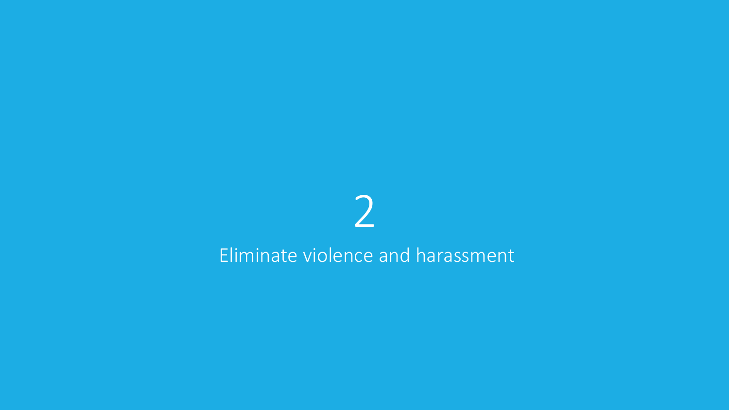# 2

## Eliminate violence and harassment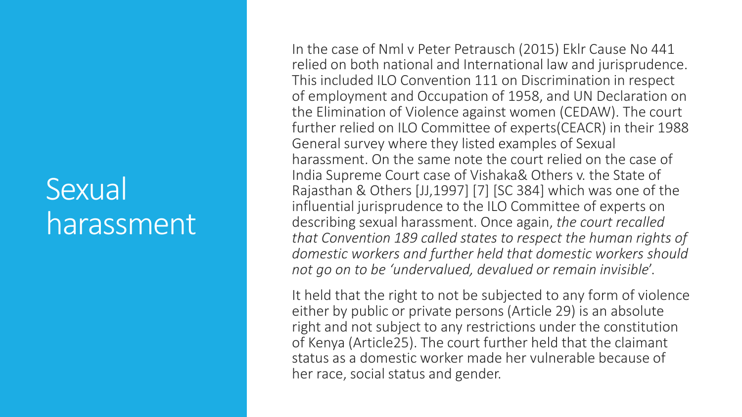# Sexual harassment

In the case of Nml v Peter Petrausch (2015) Eklr Cause No 441 relied on both national and International law and jurisprudence. This included ILO Convention 111 on Discrimination in respect of employment and Occupation of 1958, and UN Declaration on the Elimination of Violence against women (CEDAW). The court further relied on ILO Committee of experts(CEACR) in their 1988 General survey where they listed examples of Sexual harassment. On the same note the court relied on the case of India Supreme Court case of Vishaka& Others v. the State of Rajasthan & Others [JJ,1997] [7] [SC 384] which was one of the influential jurisprudence to the ILO Committee of experts on describing sexual harassment. Once again, *the court recalled that Convention 189 called states to respect the human rights of domestic workers and further held that domestic workers should not go on to be 'undervalued, devalued or remain invisible*'.

It held that the right to not be subjected to any form of violence either by public or private persons (Article 29) is an absolute right and not subject to any restrictions under the constitution of Kenya (Article25). The court further held that the claimant status as a domestic worker made her vulnerable because of her race, social status and gender.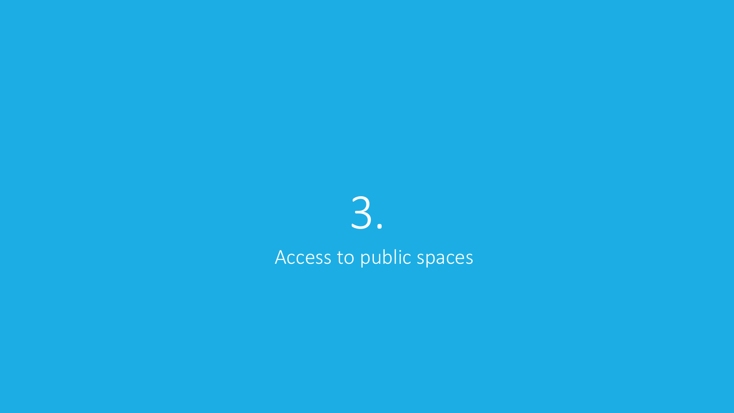# 3.

## Access to public spaces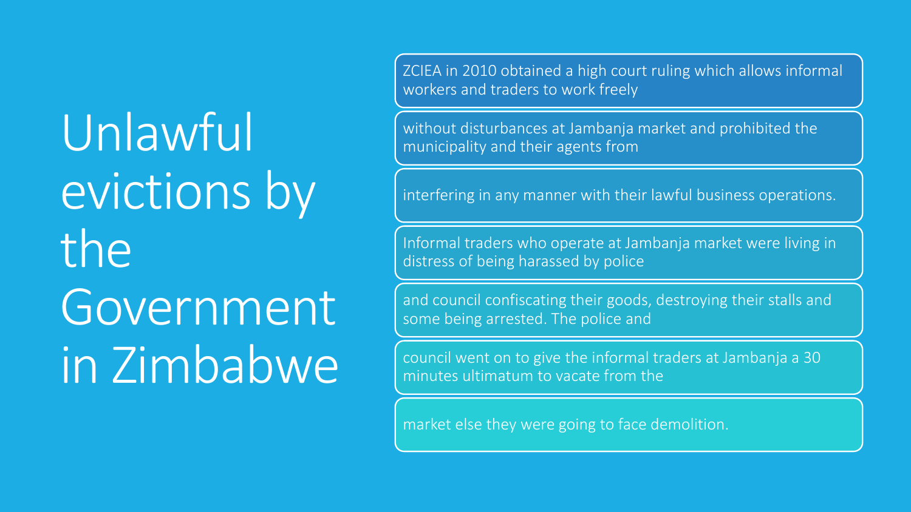# Unlawful evictions by the Government in Zimbabwe

- ZCIEA in 2010 obtained a high court ruling which allows informal workers and traders to work freely
- without disturbances at Jambanja market and prohibited the municipality and their agents from
- interfering in any manner with their lawful business operations.
- Informal traders who operate at Jambanja market were living in distress of being harassed by police
- and council confiscating their goods, destroying their stalls and some being arrested. The police and
- council went on to give the informal traders at Jambanja a 30 minutes ultimatum to vacate from the
- market else they were going to face demolition.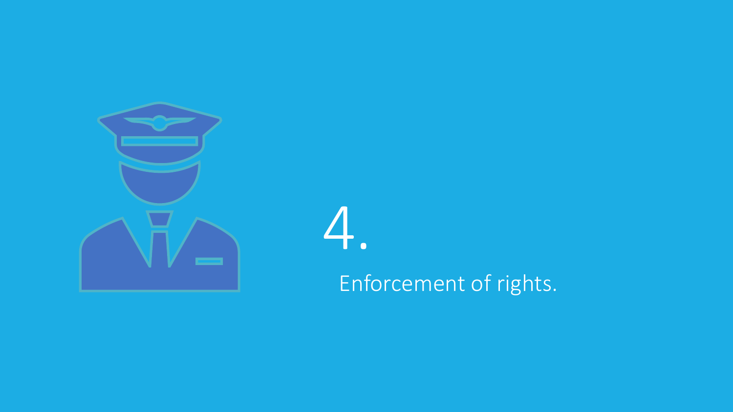# 4.

Enforcement of rights.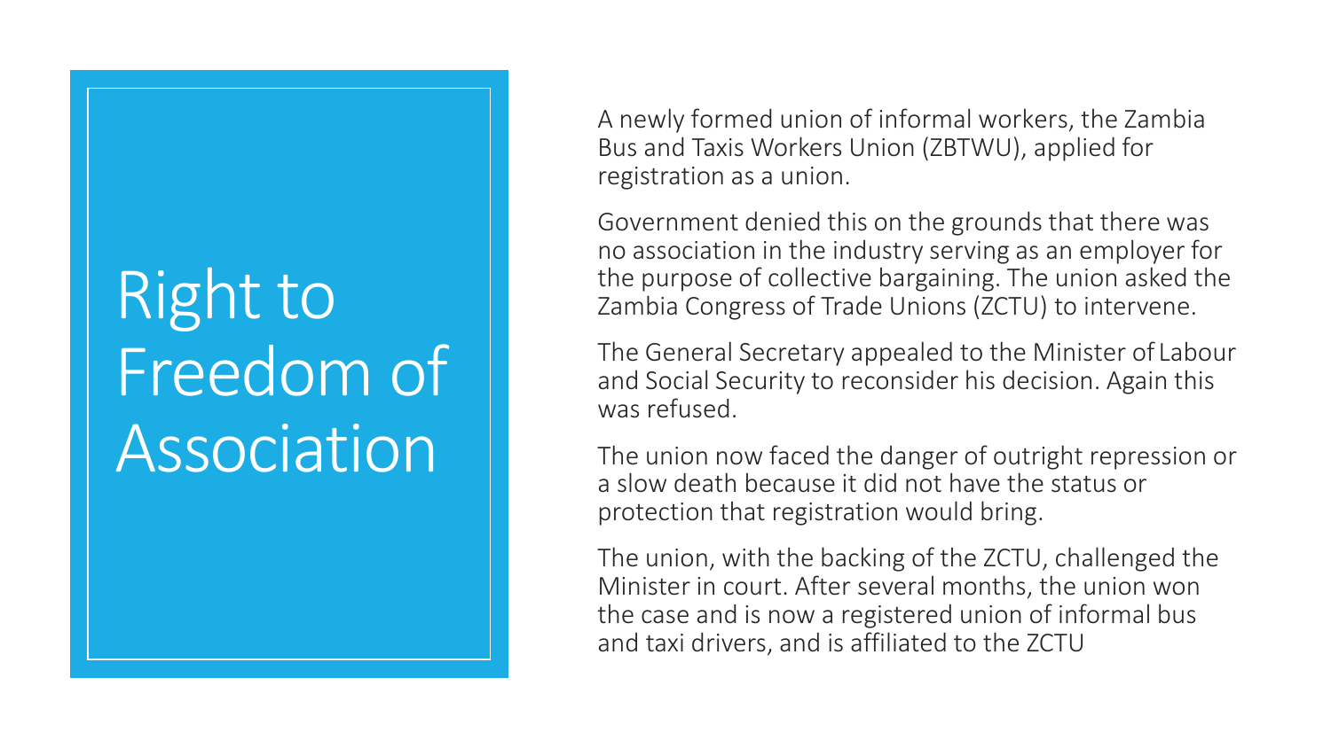# Right to Freedom of Association

A newly formed union of informal workers, the Zambia Bus and Taxis Workers Union (ZBTWU), applied for registration as a union.

Government denied this on the grounds that there was no association in the industry serving as an employer for the purpose of collective bargaining. The union asked the Zambia Congress of Trade Unions (ZCTU) to intervene.

The General Secretary appealed to the Minister of Labour and Social Security to reconsider his decision. Again this was refused.

The union now faced the danger of outright repression or a slow death because it did not have the status or protection that registration would bring.

The union, with the backing of the ZCTU, challenged the Minister in court. After several months, the union won the case and is now a registered union of informal bus and taxi drivers, and is affiliated to the ZCTU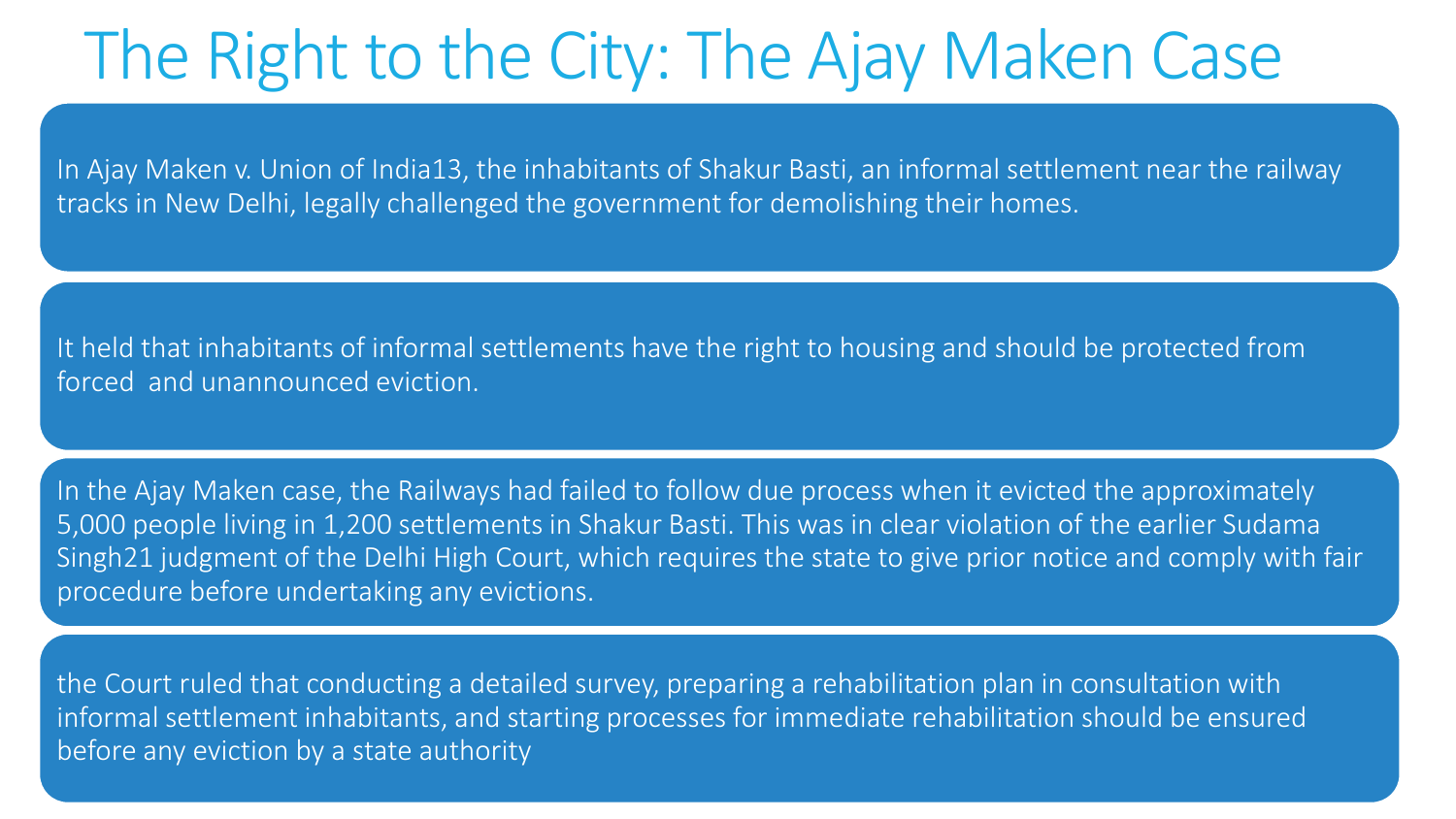# The Right to the City: The Ajay Maken Case

In Ajay Maken v. Union of India13, the inhabitants of Shakur Basti, an informal settlement near the railway tracks in New Delhi, legally challenged the government for demolishing their homes.

It held that inhabitants of informal settlements have the right to housing and should be protected from forced and unannounced eviction.

In the Ajay Maken case, the Railways had failed to follow due process when it evicted the approximately 5,000 people living in 1,200 settlements in Shakur Basti. This was in clear violation of the earlier Sudama Singh21 judgment of the Delhi High Court, which requires the state to give prior notice and comply with fair procedure before undertaking any evictions.

the Court ruled that conducting a detailed survey, preparing a rehabilitation plan in consultation with informal settlement inhabitants, and starting processes for immediate rehabilitation should be ensured before any eviction by a state authority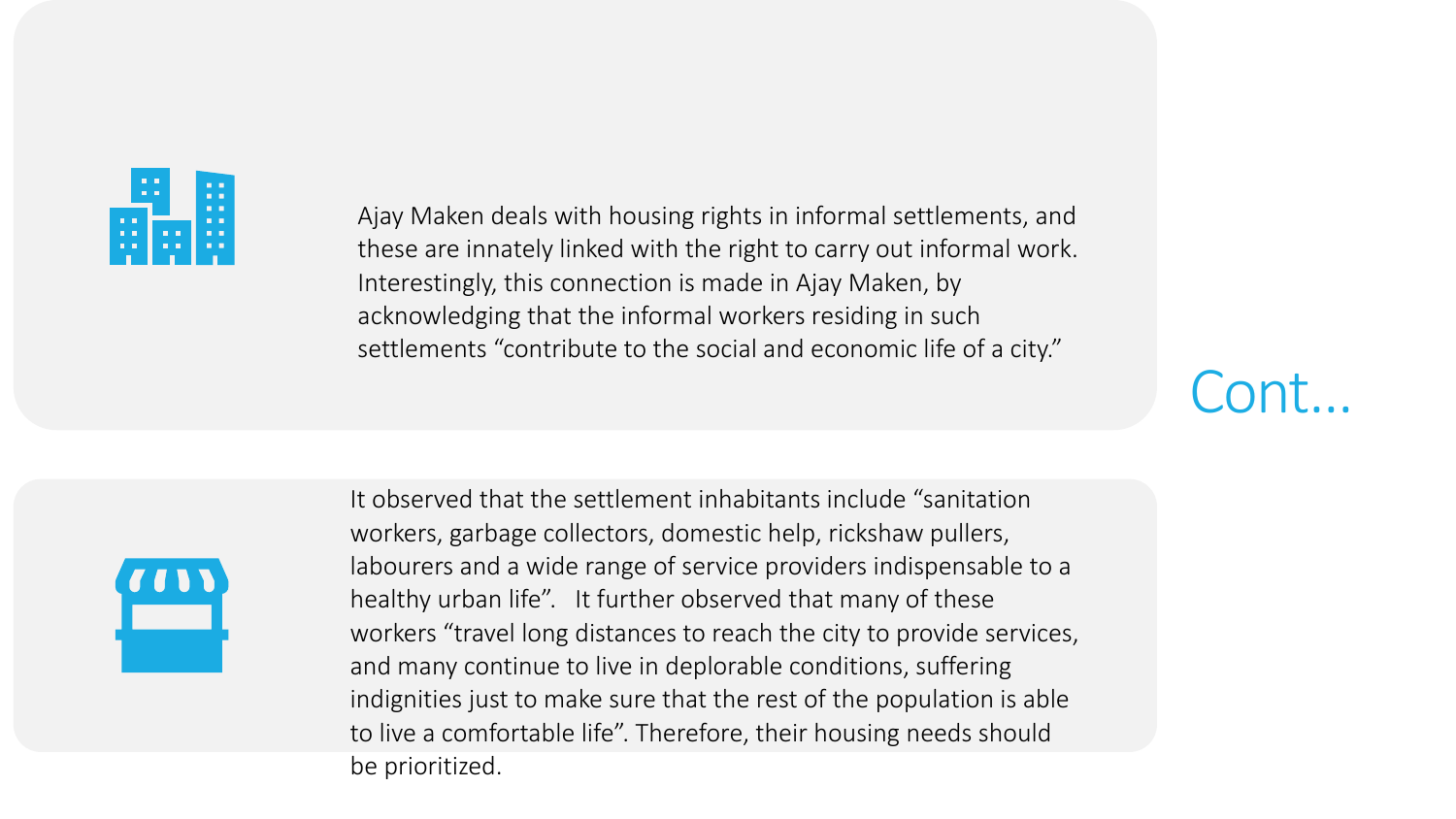Ajay Maken deals with housing rights in informal settlements, and these are innately linked with the right to carry out informal work. Interestingly, this connection is made in Ajay Maken, by acknowledging that the informal workers residing in such settlements "contribute to the social and economic life of a city."

## Cont…

It observed that the settlement inhabitants include "sanitation workers, garbage collectors, domestic help, rickshaw pullers, labourers and a wide range of service providers indispensable to a healthy urban life". It further observed that many of these workers "travel long distances to reach the city to provide services, and many continue to live in deplorable conditions, suffering indignities just to make sure that the rest of the population is able to live a comfortable life". Therefore, their housing needs should be prioritized.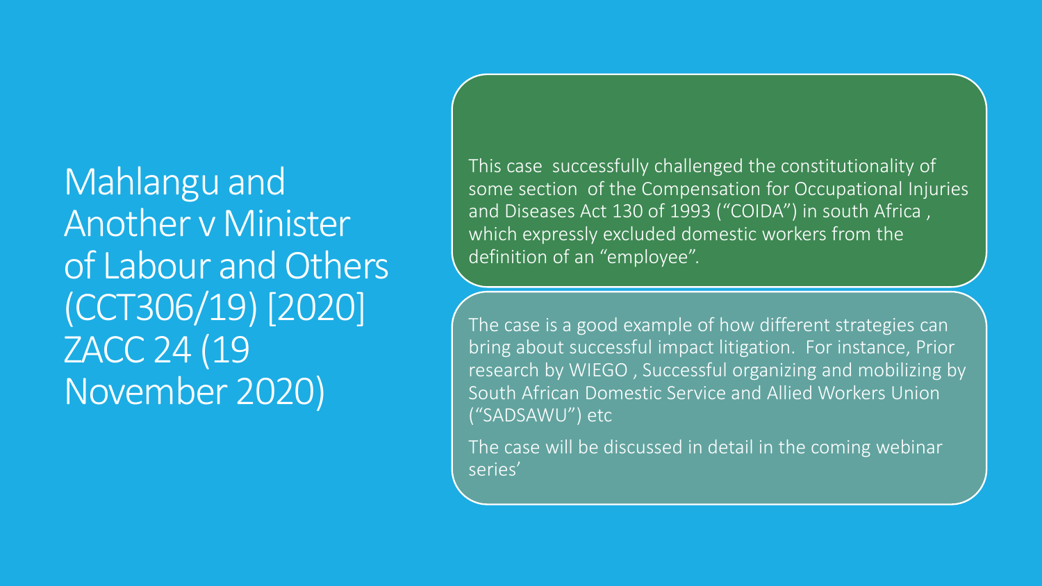# Mahlangu and Another v Minister of Labour and Others (CCT306/19) [2020] ZACC 24 (19 November 2020)

This case successfully challenged the constitutionality of some section of the Compensation for Occupational Injuries and Diseases Act 130 of 1993 ("COIDA") in south Africa , which expressly excluded domestic workers from the definition of an "employee".

The case is a good example of how different strategies can bring about successful impact litigation. For instance, Prior research by WIEGO , Successful organizing and mobilizing by South African Domestic Service and Allied Workers Union ("SADSAWU") etc

The case will be discussed in detail in the coming webinar series'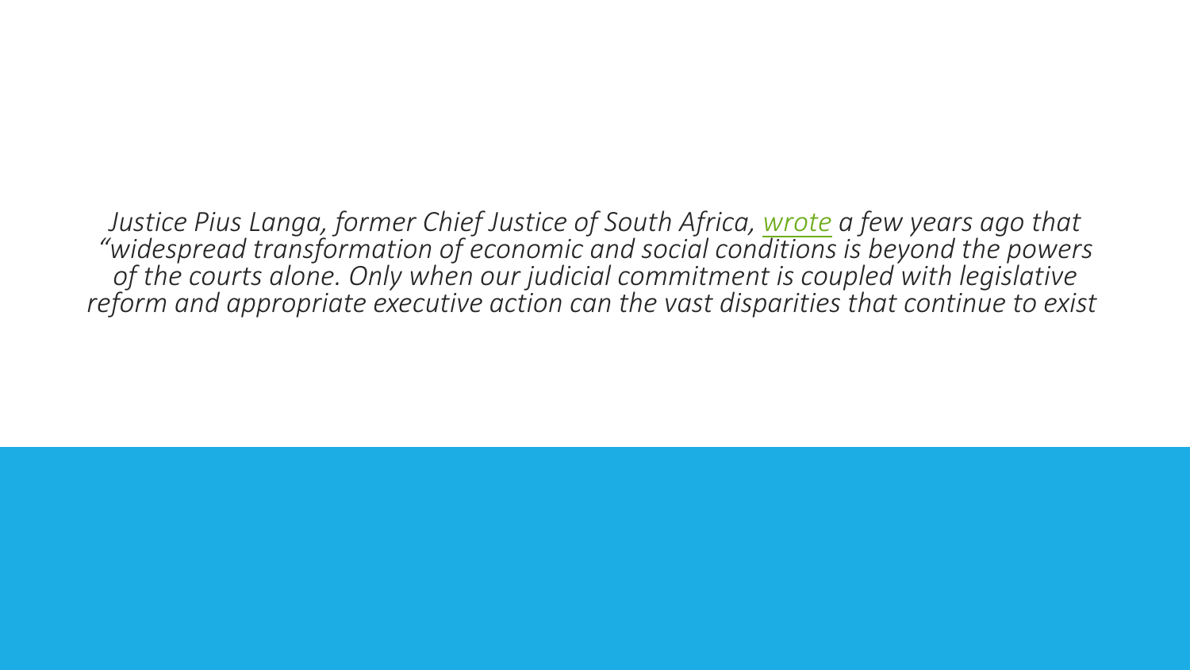*Justice Pius Langa, former Chief Justice of South Africa, wrote a few years ago that "widespread transformation of economic and social conditions is beyond the powers of the courts alone. Only when our judicial commitment is coupled with legislative reform and appropriate executive action can the vast disparities that continue to exist*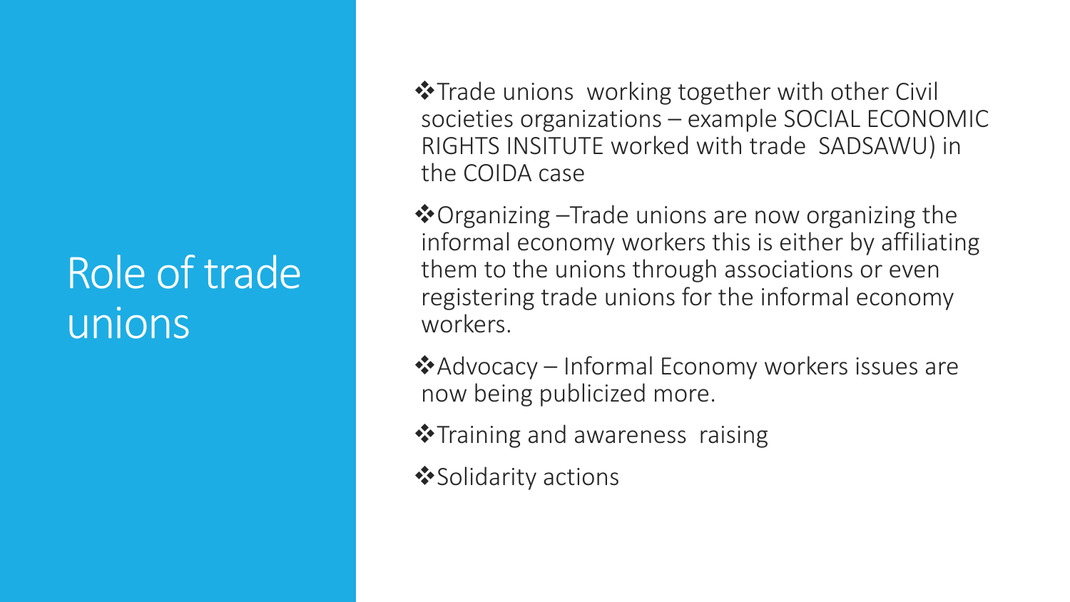# Role of trade unions

- Trade unions working together with other Civil societies organizations – example SOCIAL ECONOMIC RIGHTS INSITUTE worked with trade SADSAWU) in the COIDA case
- Organizing –Trade unions are now organizing the informal economy workers this is either by affiliating them to the unions through associations or even registering trade unions for the informal economy workers.
- Advocacy – Informal Economy workers issues are now being publicized more.
- Training and awareness raising
- Solidarity actions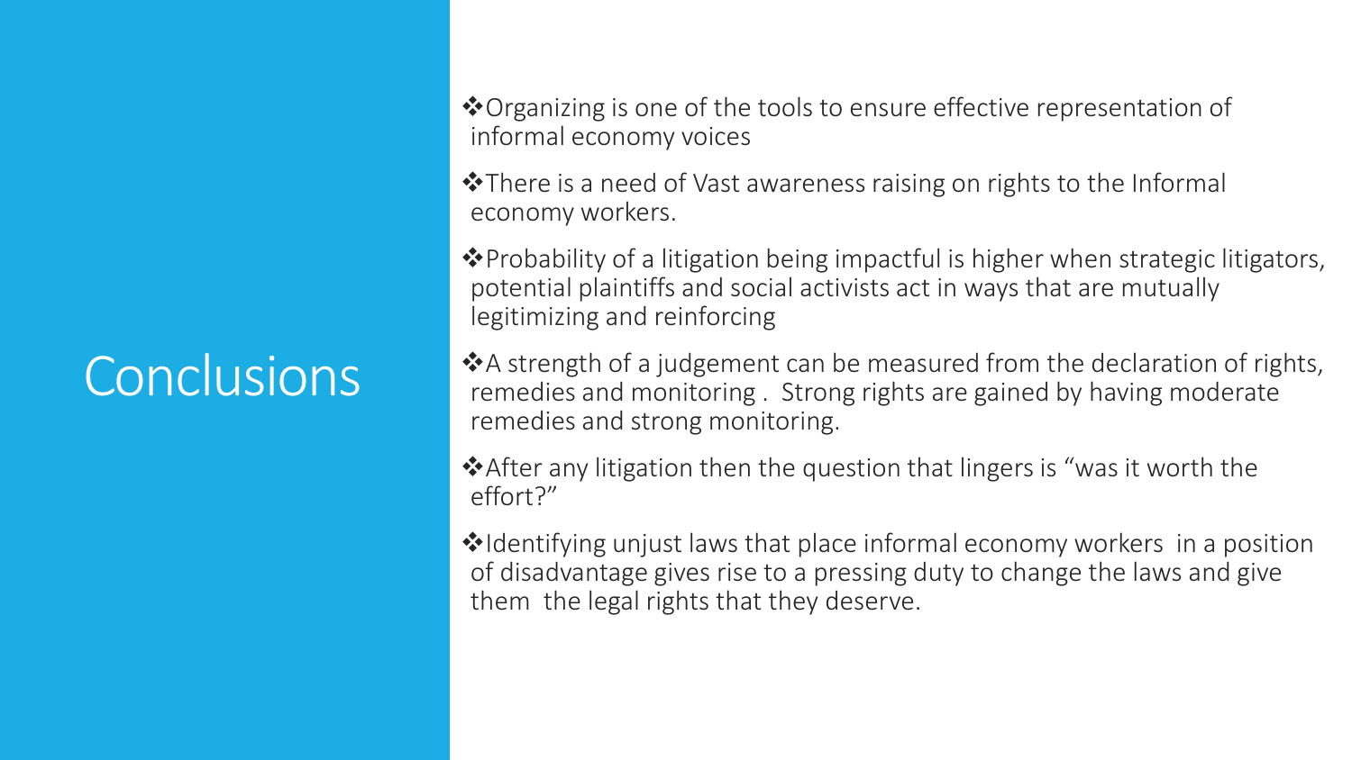# Conclusions

- Organizing is one of the tools to ensure effective representation of informal economy voices
- There is a need of Vast awareness raising on rights to the Informal economy workers.
- Probability of a litigation being impactful is higher when strategic litigators, potential plaintiffs and social activists act in ways that are mutually legitimizing and reinforcing
- A strength of a judgement can be measured from the declaration of rights, remedies and monitoring . Strong rights are gained by having moderate remedies and strong monitoring.
- After any litigation then the question that lingers is "was it worth the effort?"
- Identifying unjust laws that place informal economy workers in a position of disadvantage gives rise to a pressing duty to change the laws and give them the legal rights that they deserve.